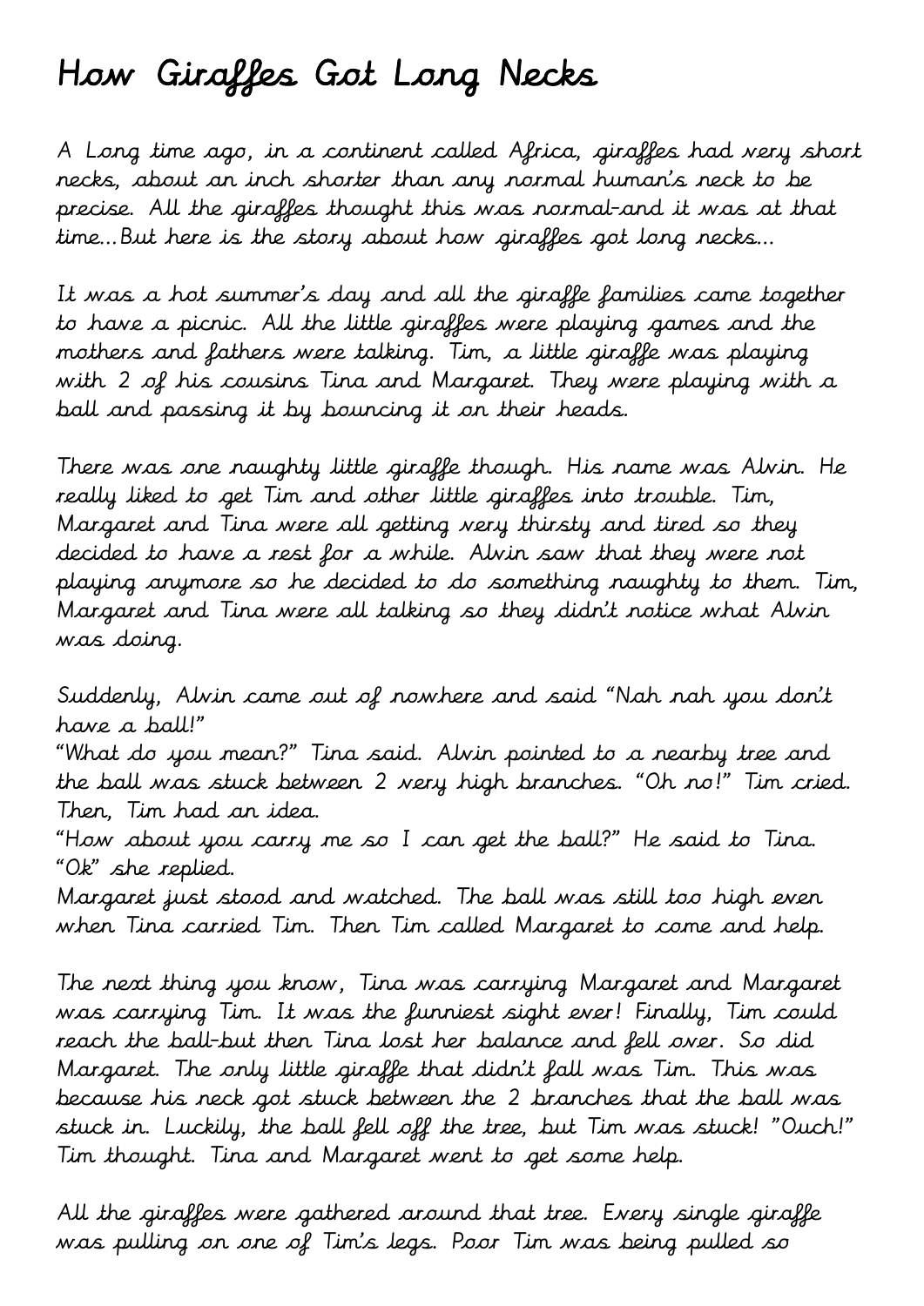# How Giraffes Got Long Necks

A Long time ago, in a continent called Africa, giraffes had very short necks, about an inch shorter than any normal human's neck to be precise. All the giraffes thought this was normal-and it was at that time...But here is the story about how giraffes got long necks...

It was a hot summer's day and all the giraffe families came together to have a picnic. All the little giraffes were playing games and the mothers and fathers were talking. Tim, a little giraffe was playing with 2 of his cousins Tina and Margaret. They were playing with a ball and passing it by bouncing it on their heads.

There was one naughty little giraffe though. His name was Alvin. He really liked to get Tim and other little giraffes into trouble. Tim, Margaret and Tina were all getting very thirsty and tired so they decided to have a rest for a while. Alvin saw that they were not playing anymore so he decided to do something naughty to them. Tim, Margaret and Tina were all talking so they didn't notice what Alvin was doing.

Suddenly, Alvin came out of nowhere and said "Nah nah you don't have a ball!"
"What do you mean?" Tina said. Alvin pointed to a nearby tree and the ball was stuck between 2 very high branches. "Oh no!" Tim cried. Then, Tim had an idea.
"How about you carry me so I can get the ball?" He said to Tina.
"Ok" she replied.
Margaret just stood and watched. The ball was still too high even when Tina carried Tim. Then Tim called Margaret to come and help.

The next thing you know, Tina was carrying Margaret and Margaret was carrying Tim. It was the funniest sight ever! Finally, Tim could reach the ball-but then Tina lost her balance and fell over. So did Margaret. The only little giraffe that didn't fall was Tim. This was because his neck got stuck between the 2 branches that the ball was stuck in. Luckily, the ball fell off the tree, but Tim was stuck! "Ouch!" Tim thought. Tina and Margaret went to get some help.

All the giraffes were gathered around that tree. Every single giraffe was pulling on one of Tim's legs. Poor Tim was being pulled so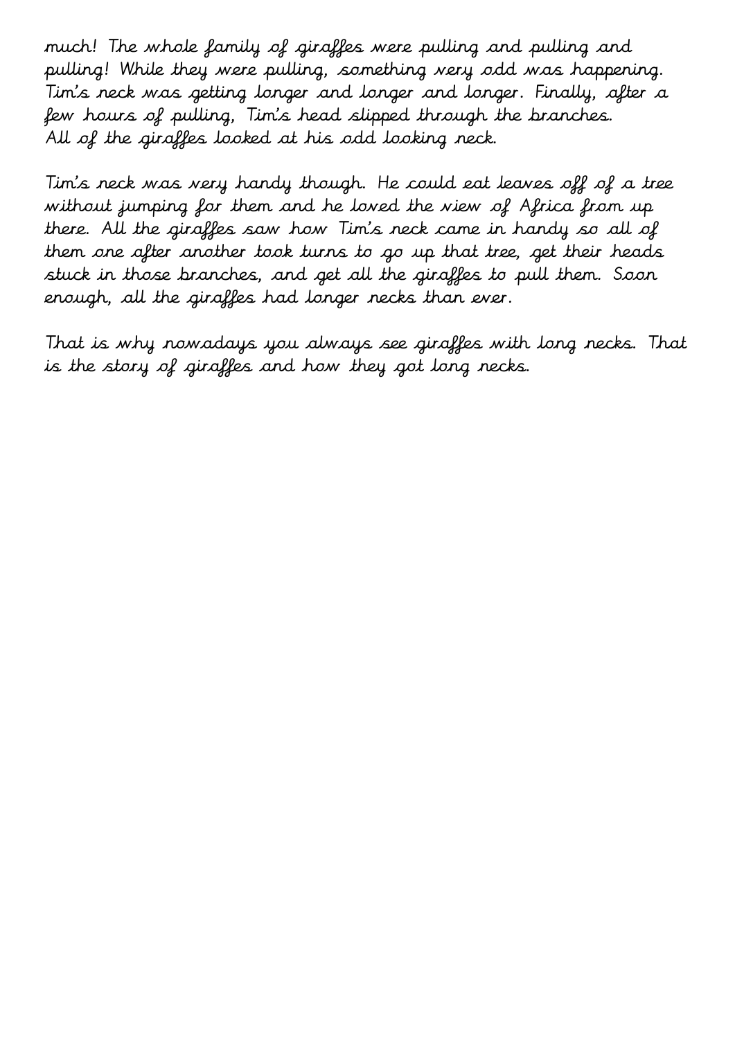much! The whole family of giraffes were pulling and pulling and pulling! While they were pulling, something very odd was happening. Tim's neck was getting longer and longer and longer. Finally, after a few hours of pulling, Tim's head slipped through the branches. All of the giraffes looked at his odd looking neck.

Tim's neck was very handy though. He could eat leaves off of a tree without jumping for them and he loved the view of Africa from up there. All the giraffes saw how Tim's neck came in handy so all of them one after another took turns to go up that tree, get their heads stuck in those branches, and get all the giraffes to pull them. Soon enough, all the giraffes had longer necks than ever.

That is why nowadays you always see giraffes with long necks. That is the story of giraffes and how they got long necks.